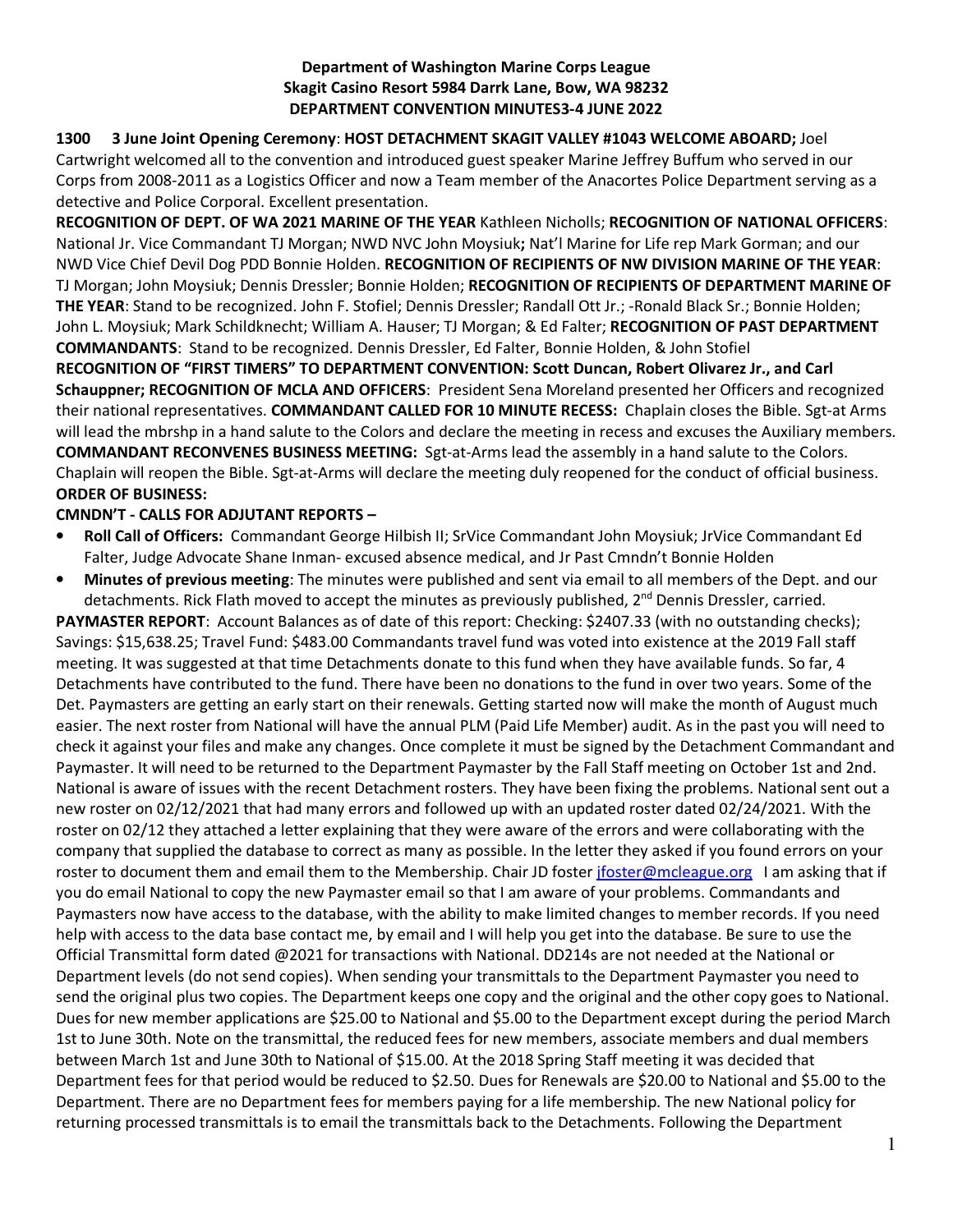**Department of Washington Marine Corps League**
**Skagit Casino Resort 5984 Darrk Lane, Bow, WA 98232**
**DEPARTMENT CONVENTION MINUTES3-4 JUNE 2022**

**1300 3 June Joint Opening Ceremony**: **HOST DETACHMENT SKAGIT VALLEY #1043 WELCOME ABOARD;** Joel Cartwright welcomed all to the convention and introduced guest speaker Marine Jeffrey Buffum who served in our Corps from 2008-2011 as a Logistics Officer and now a Team member of the Anacortes Police Department serving as a detective and Police Corporal. Excellent presentation.

**RECOGNITION OF DEPT. OF WA 2021 MARINE OF THE YEAR** Kathleen Nicholls; **RECOGNITION OF NATIONAL OFFICERS**: National Jr. Vice Commandant TJ Morgan; NWD NVC John Moysiuk**;** Nat'l Marine for Life rep Mark Gorman; and our NWD Vice Chief Devil Dog PDD Bonnie Holden. **RECOGNITION OF RECIPIENTS OF NW DIVISION MARINE OF THE YEAR**: TJ Morgan; John Moysiuk; Dennis Dressler; Bonnie Holden; **RECOGNITION OF RECIPIENTS OF DEPARTMENT MARINE OF THE YEAR**: Stand to be recognized. John F. Stofiel; Dennis Dressler; Randall Ott Jr.; -Ronald Black Sr.; Bonnie Holden; John L. Moysiuk; Mark Schildknecht; William A. Hauser; TJ Morgan; & Ed Falter; **RECOGNITION OF PAST DEPARTMENT COMMANDANTS**: Stand to be recognized. Dennis Dressler, Ed Falter, Bonnie Holden, & John Stofiel

**RECOGNITION OF "FIRST TIMERS" TO DEPARTMENT CONVENTION: Scott Duncan, Robert Olivarez Jr., and Carl Schauppner; RECOGNITION OF MCLA AND OFFICERS**: President Sena Moreland presented her Officers and recognized their national representatives. **COMMANDANT CALLED FOR 10 MINUTE RECESS:** Chaplain closes the Bible. Sgt-at Arms will lead the mbrshp in a hand salute to the Colors and declare the meeting in recess and excuses the Auxiliary members. **COMMANDANT RECONVENES BUSINESS MEETING:** Sgt-at-Arms lead the assembly in a hand salute to the Colors. Chaplain will reopen the Bible. Sgt-at-Arms will declare the meeting duly reopened for the conduct of official business.

**ORDER OF BUSINESS:**

**CMNDN'T - CALLS FOR ADJUTANT REPORTS –**

- **Roll Call of Officers:** Commandant George Hilbish II; SrVice Commandant John Moysiuk; JrVice Commandant Ed Falter, Judge Advocate Shane Inman- excused absence medical, and Jr Past Cmndn't Bonnie Holden
- **Minutes of previous meeting**: The minutes were published and sent via email to all members of the Dept. and our detachments. Rick Flath moved to accept the minutes as previously published, 2nd Dennis Dressler, carried.

**PAYMASTER REPORT**: Account Balances as of date of this report: Checking: $2407.33 (with no outstanding checks); Savings: $15,638.25; Travel Fund: $483.00 Commandants travel fund was voted into existence at the 2019 Fall staff meeting. It was suggested at that time Detachments donate to this fund when they have available funds. So far, 4 Detachments have contributed to the fund. There have been no donations to the fund in over two years. Some of the Det. Paymasters are getting an early start on their renewals. Getting started now will make the month of August much easier. The next roster from National will have the annual PLM (Paid Life Member) audit. As in the past you will need to check it against your files and make any changes. Once complete it must be signed by the Detachment Commandant and Paymaster. It will need to be returned to the Department Paymaster by the Fall Staff meeting on October 1st and 2nd. National is aware of issues with the recent Detachment rosters. They have been fixing the problems. National sent out a new roster on 02/12/2021 that had many errors and followed up with an updated roster dated 02/24/2021. With the roster on 02/12 they attached a letter explaining that they were aware of the errors and were collaborating with the company that supplied the database to correct as many as possible. In the letter they asked if you found errors on your roster to document them and email them to the Membership. Chair JD foster jfoster@mcleague.org I am asking that if you do email National to copy the new Paymaster email so that I am aware of your problems. Commandants and Paymasters now have access to the database, with the ability to make limited changes to member records. If you need help with access to the data base contact me, by email and I will help you get into the database. Be sure to use the Official Transmittal form dated @2021 for transactions with National. DD214s are not needed at the National or Department levels (do not send copies). When sending your transmittals to the Department Paymaster you need to send the original plus two copies. The Department keeps one copy and the original and the other copy goes to National. Dues for new member applications are $25.00 to National and $5.00 to the Department except during the period March 1st to June 30th. Note on the transmittal, the reduced fees for new members, associate members and dual members between March 1st and June 30th to National of $15.00. At the 2018 Spring Staff meeting it was decided that Department fees for that period would be reduced to $2.50. Dues for Renewals are $20.00 to National and $5.00 to the Department. There are no Department fees for members paying for a life membership. The new National policy for returning processed transmittals is to email the transmittals back to the Detachments. Following the Department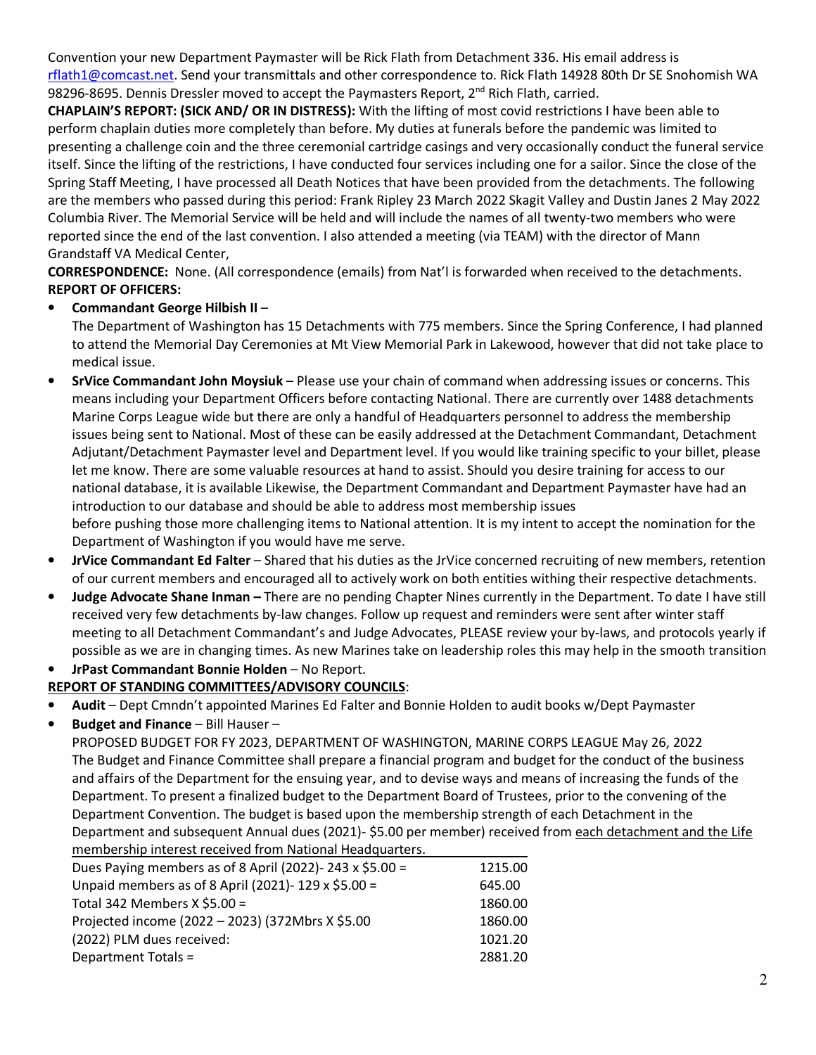Convention your new Department Paymaster will be Rick Flath from Detachment 336. His email address is rflath1@comcast.net. Send your transmittals and other correspondence to. Rick Flath 14928 80th Dr SE Snohomish WA 98296-8695. Dennis Dressler moved to accept the Paymasters Report, 2nd Rich Flath, carried.

**CHAPLAIN'S REPORT: (SICK AND/ OR IN DISTRESS):** With the lifting of most covid restrictions I have been able to perform chaplain duties more completely than before. My duties at funerals before the pandemic was limited to presenting a challenge coin and the three ceremonial cartridge casings and very occasionally conduct the funeral service itself. Since the lifting of the restrictions, I have conducted four services including one for a sailor. Since the close of the Spring Staff Meeting, I have processed all Death Notices that have been provided from the detachments. The following are the members who passed during this period: Frank Ripley 23 March 2022 Skagit Valley and Dustin Janes 2 May 2022 Columbia River. The Memorial Service will be held and will include the names of all twenty-two members who were reported since the end of the last convention. I also attended a meeting (via TEAM) with the director of Mann Grandstaff VA Medical Center,

**CORRESPONDENCE:** None. (All correspondence (emails) from Nat'l is forwarded when received to the detachments.

**REPORT OF OFFICERS:**

- **Commandant George Hilbish II** –
  The Department of Washington has 15 Detachments with 775 members. Since the Spring Conference, I had planned to attend the Memorial Day Ceremonies at Mt View Memorial Park in Lakewood, however that did not take place to medical issue.
- **SrVice Commandant John Moysiuk** – Please use your chain of command when addressing issues or concerns. This means including your Department Officers before contacting National. There are currently over 1488 detachments Marine Corps League wide but there are only a handful of Headquarters personnel to address the membership issues being sent to National. Most of these can be easily addressed at the Detachment Commandant, Detachment Adjutant/Detachment Paymaster level and Department level. If you would like training specific to your billet, please let me know. There are some valuable resources at hand to assist. Should you desire training for access to our national database, it is available Likewise, the Department Commandant and Department Paymaster have had an introduction to our database and should be able to address most membership issues
  before pushing those more challenging items to National attention. It is my intent to accept the nomination for the Department of Washington if you would have me serve.
- **JrVice Commandant Ed Falter** – Shared that his duties as the JrVice concerned recruiting of new members, retention of our current members and encouraged all to actively work on both entities withing their respective detachments.
- **Judge Advocate Shane Inman –** There are no pending Chapter Nines currently in the Department. To date I have still received very few detachments by-law changes. Follow up request and reminders were sent after winter staff meeting to all Detachment Commandant's and Judge Advocates, PLEASE review your by-laws, and protocols yearly if possible as we are in changing times. As new Marines take on leadership roles this may help in the smooth transition
- **JrPast Commandant Bonnie Holden** – No Report.

**REPORT OF STANDING COMMITTEES/ADVISORY COUNCILS**:

- **Audit** – Dept Cmndn't appointed Marines Ed Falter and Bonnie Holden to audit books w/Dept Paymaster
- **Budget and Finance** – Bill Hauser –
  PROPOSED BUDGET FOR FY 2023, DEPARTMENT OF WASHINGTON, MARINE CORPS LEAGUE May 26, 2022
  The Budget and Finance Committee shall prepare a financial program and budget for the conduct of the business and affairs of the Department for the ensuing year, and to devise ways and means of increasing the funds of the Department. To present a finalized budget to the Department Board of Trustees, prior to the convening of the Department Convention. The budget is based upon the membership strength of each Detachment in the Department and subsequent Annual dues (2021)- $5.00 per member) received from each detachment and the Life membership interest received from National Headquarters.

| | |
|---|---|
| Dues Paying members as of 8 April (2022)- 243 x $5.00 = | 1215.00 |
| Unpaid members as of 8 April (2021)- 129 x $5.00 = | 645.00 |
| Total 342 Members X $5.00 = | 1860.00 |
| Projected income (2022 – 2023) (372Mbrs X $5.00 | 1860.00 |
| (2022) PLM dues received: | 1021.20 |
| Department Totals = | 2881.20 |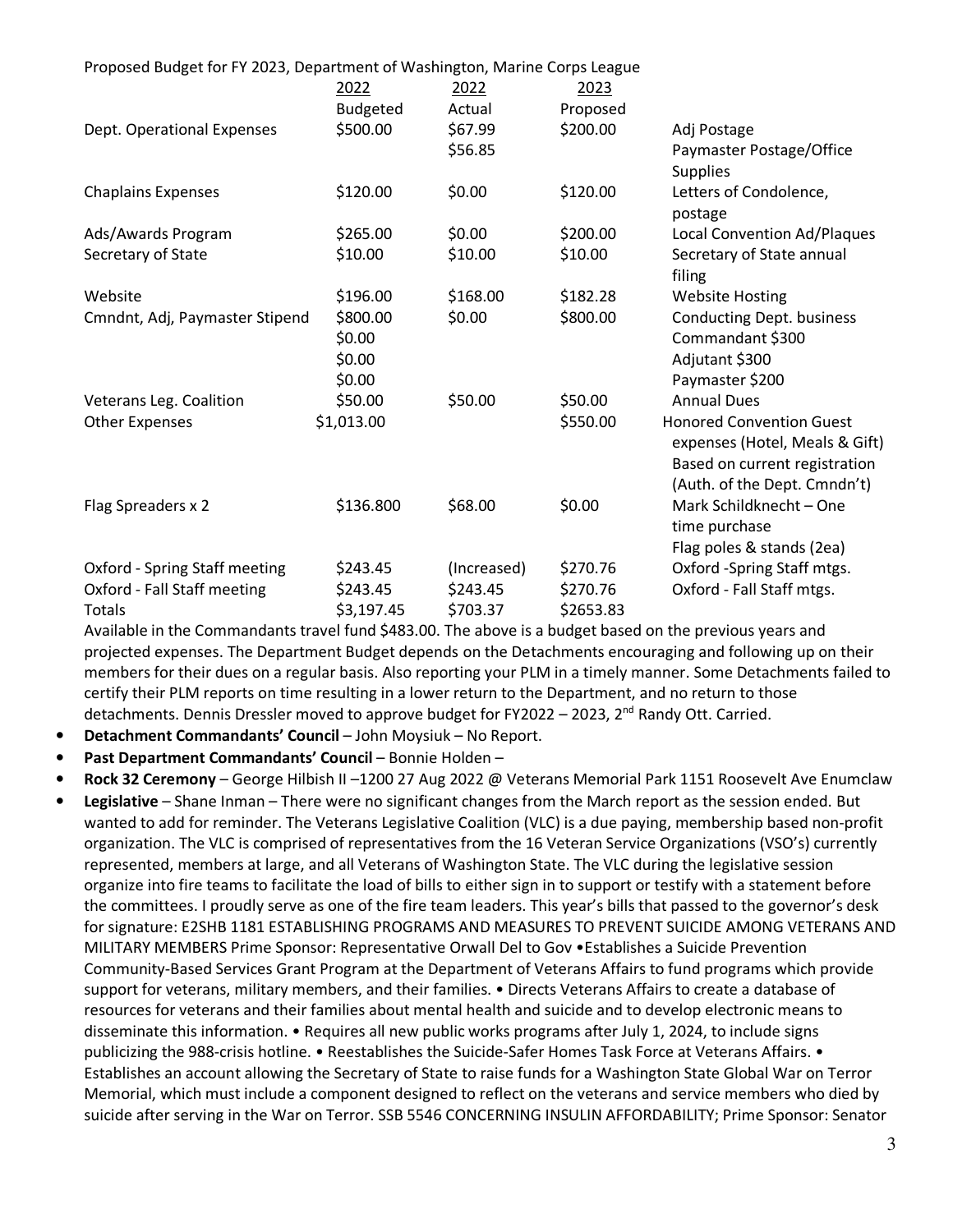Proposed Budget for FY 2023, Department of Washington, Marine Corps League

| | 2022 Budgeted | 2022 Actual | 2023 Proposed | |
|---|---|---|---|---|
| Dept. Operational Expenses | $500.00 | $67.99 | $200.00 | Adj Postage |
| | | $56.85 | | Paymaster Postage/Office Supplies |
| Chaplains Expenses | $120.00 | $0.00 | $120.00 | Letters of Condolence, postage |
| Ads/Awards Program | $265.00 | $0.00 | $200.00 | Local Convention Ad/Plaques |
| Secretary of State | $10.00 | $10.00 | $10.00 | Secretary of State annual filing |
| Website | $196.00 | $168.00 | $182.28 | Website Hosting |
| Cmndnt, Adj, Paymaster Stipend | $800.00 | $0.00 | $800.00 | Conducting Dept. business |
| | $0.00 | | | Commandant $300 |
| | $0.00 | | | Adjutant $300 |
| | $0.00 | | | Paymaster $200 |
| Veterans Leg. Coalition | $50.00 | $50.00 | $50.00 | Annual Dues |
| Other Expenses | $1,013.00 | | $550.00 | Honored Convention Guest expenses (Hotel, Meals & Gift) Based on current registration (Auth. of the Dept. Cmndn't) |
| Flag Spreaders x 2 | $136.800 | $68.00 | $0.00 | Mark Schildknecht – One time purchase Flag poles & stands (2ea) |
| Oxford - Spring Staff meeting | $243.45 | (Increased) | $270.76 | Oxford -Spring Staff mtgs. |
| Oxford - Fall Staff meeting | $243.45 | $243.45 | $270.76 | Oxford - Fall Staff mtgs. |
| Totals | $3,197.45 | $703.37 | $2653.83 | |

Available in the Commandants travel fund $483.00. The above is a budget based on the previous years and projected expenses. The Department Budget depends on the Detachments encouraging and following up on their members for their dues on a regular basis. Also reporting your PLM in a timely manner. Some Detachments failed to certify their PLM reports on time resulting in a lower return to the Department, and no return to those detachments. Dennis Dressler moved to approve budget for FY2022 – 2023, 2nd Randy Ott. Carried.

- **Detachment Commandants' Council** – John Moysiuk – No Report.
- **Past Department Commandants' Council** – Bonnie Holden –
- **Rock 32 Ceremony** – George Hilbish II –1200 27 Aug 2022 @ Veterans Memorial Park 1151 Roosevelt Ave Enumclaw
- **Legislative** – Shane Inman – There were no significant changes from the March report as the session ended. But wanted to add for reminder. The Veterans Legislative Coalition (VLC) is a due paying, membership based non-profit organization. The VLC is comprised of representatives from the 16 Veteran Service Organizations (VSO's) currently represented, members at large, and all Veterans of Washington State. The VLC during the legislative session organize into fire teams to facilitate the load of bills to either sign in to support or testify with a statement before the committees. I proudly serve as one of the fire team leaders. This year's bills that passed to the governor's desk for signature: E2SHB 1181 ESTABLISHING PROGRAMS AND MEASURES TO PREVENT SUICIDE AMONG VETERANS AND MILITARY MEMBERS Prime Sponsor: Representative Orwall Del to Gov •Establishes a Suicide Prevention Community-Based Services Grant Program at the Department of Veterans Affairs to fund programs which provide support for veterans, military members, and their families. • Directs Veterans Affairs to create a database of resources for veterans and their families about mental health and suicide and to develop electronic means to disseminate this information. • Requires all new public works programs after July 1, 2024, to include signs publicizing the 988-crisis hotline. • Reestablishes the Suicide-Safer Homes Task Force at Veterans Affairs. • Establishes an account allowing the Secretary of State to raise funds for a Washington State Global War on Terror Memorial, which must include a component designed to reflect on the veterans and service members who died by suicide after serving in the War on Terror. SSB 5546 CONCERNING INSULIN AFFORDABILITY; Prime Sponsor: Senator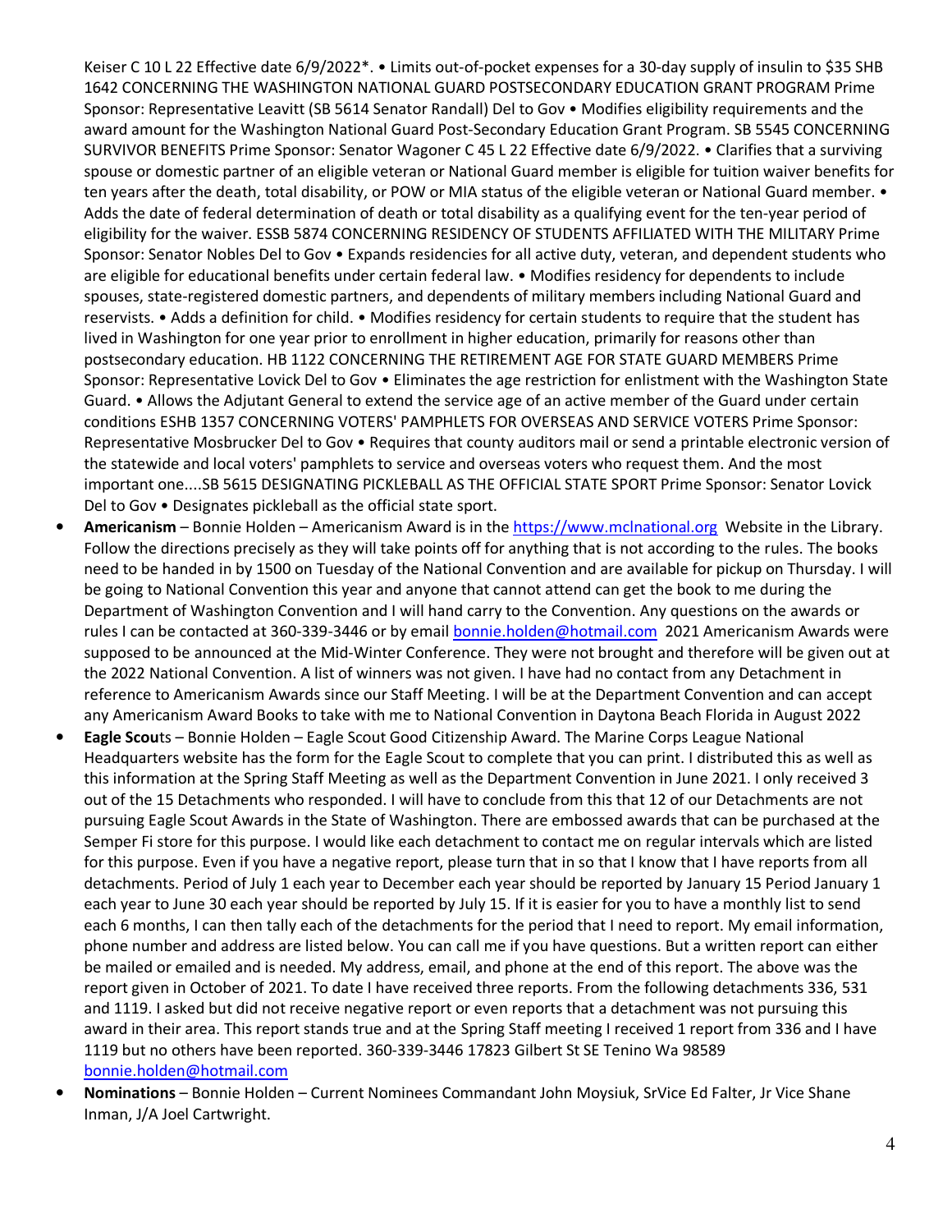Keiser C 10 L 22 Effective date 6/9/2022*. • Limits out-of-pocket expenses for a 30-day supply of insulin to $35 SHB 1642 CONCERNING THE WASHINGTON NATIONAL GUARD POSTSECONDARY EDUCATION GRANT PROGRAM Prime Sponsor: Representative Leavitt (SB 5614 Senator Randall) Del to Gov • Modifies eligibility requirements and the award amount for the Washington National Guard Post-Secondary Education Grant Program. SB 5545 CONCERNING SURVIVOR BENEFITS Prime Sponsor: Senator Wagoner C 45 L 22 Effective date 6/9/2022. • Clarifies that a surviving spouse or domestic partner of an eligible veteran or National Guard member is eligible for tuition waiver benefits for ten years after the death, total disability, or POW or MIA status of the eligible veteran or National Guard member. • Adds the date of federal determination of death or total disability as a qualifying event for the ten-year period of eligibility for the waiver. ESSB 5874 CONCERNING RESIDENCY OF STUDENTS AFFILIATED WITH THE MILITARY Prime Sponsor: Senator Nobles Del to Gov • Expands residencies for all active duty, veteran, and dependent students who are eligible for educational benefits under certain federal law. • Modifies residency for dependents to include spouses, state-registered domestic partners, and dependents of military members including National Guard and reservists. • Adds a definition for child. • Modifies residency for certain students to require that the student has lived in Washington for one year prior to enrollment in higher education, primarily for reasons other than postsecondary education. HB 1122 CONCERNING THE RETIREMENT AGE FOR STATE GUARD MEMBERS Prime Sponsor: Representative Lovick Del to Gov • Eliminates the age restriction for enlistment with the Washington State Guard. • Allows the Adjutant General to extend the service age of an active member of the Guard under certain conditions ESHB 1357 CONCERNING VOTERS' PAMPHLETS FOR OVERSEAS AND SERVICE VOTERS Prime Sponsor: Representative Mosbrucker Del to Gov • Requires that county auditors mail or send a printable electronic version of the statewide and local voters' pamphlets to service and overseas voters who request them. And the most important one....SB 5615 DESIGNATING PICKLEBALL AS THE OFFICIAL STATE SPORT Prime Sponsor: Senator Lovick Del to Gov • Designates pickleball as the official state sport.

- **Americanism** – Bonnie Holden – Americanism Award is in the https://www.mclnational.org Website in the Library. Follow the directions precisely as they will take points off for anything that is not according to the rules. The books need to be handed in by 1500 on Tuesday of the National Convention and are available for pickup on Thursday. I will be going to National Convention this year and anyone that cannot attend can get the book to me during the Department of Washington Convention and I will hand carry to the Convention. Any questions on the awards or rules I can be contacted at 360-339-3446 or by email bonnie.holden@hotmail.com 2021 Americanism Awards were supposed to be announced at the Mid-Winter Conference. They were not brought and therefore will be given out at the 2022 National Convention. A list of winners was not given. I have had no contact from any Detachment in reference to Americanism Awards since our Staff Meeting. I will be at the Department Convention and can accept any Americanism Award Books to take with me to National Convention in Daytona Beach Florida in August 2022
- **Eagle Scou**ts – Bonnie Holden – Eagle Scout Good Citizenship Award. The Marine Corps League National Headquarters website has the form for the Eagle Scout to complete that you can print. I distributed this as well as this information at the Spring Staff Meeting as well as the Department Convention in June 2021. I only received 3 out of the 15 Detachments who responded. I will have to conclude from this that 12 of our Detachments are not pursuing Eagle Scout Awards in the State of Washington. There are embossed awards that can be purchased at the Semper Fi store for this purpose. I would like each detachment to contact me on regular intervals which are listed for this purpose. Even if you have a negative report, please turn that in so that I know that I have reports from all detachments. Period of July 1 each year to December each year should be reported by January 15 Period January 1 each year to June 30 each year should be reported by July 15. If it is easier for you to have a monthly list to send each 6 months, I can then tally each of the detachments for the period that I need to report. My email information, phone number and address are listed below. You can call me if you have questions. But a written report can either be mailed or emailed and is needed. My address, email, and phone at the end of this report. The above was the report given in October of 2021. To date I have received three reports. From the following detachments 336, 531 and 1119. I asked but did not receive negative report or even reports that a detachment was not pursuing this award in their area. This report stands true and at the Spring Staff meeting I received 1 report from 336 and I have 1119 but no others have been reported. 360-339-3446 17823 Gilbert St SE Tenino Wa 98589 bonnie.holden@hotmail.com
- **Nominations** – Bonnie Holden – Current Nominees Commandant John Moysiuk, SrVice Ed Falter, Jr Vice Shane Inman, J/A Joel Cartwright.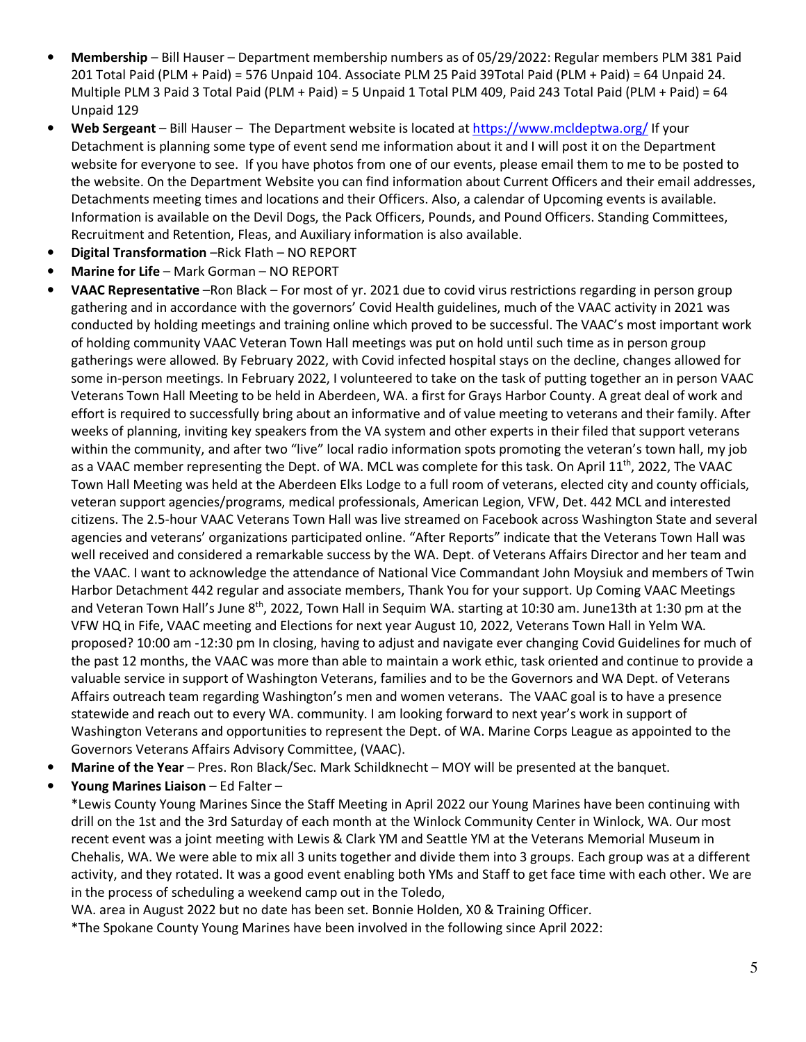- **Membership** – Bill Hauser – Department membership numbers as of 05/29/2022: Regular members PLM 381 Paid 201 Total Paid (PLM + Paid) = 576 Unpaid 104. Associate PLM 25 Paid 39Total Paid (PLM + Paid) = 64 Unpaid 24. Multiple PLM 3 Paid 3 Total Paid (PLM + Paid) = 5 Unpaid 1 Total PLM 409, Paid 243 Total Paid (PLM + Paid) = 64 Unpaid 129
- **Web Sergeant** – Bill Hauser – The Department website is located at https://www.mcldeptwa.org/ If your Detachment is planning some type of event send me information about it and I will post it on the Department website for everyone to see. If you have photos from one of our events, please email them to me to be posted to the website. On the Department Website you can find information about Current Officers and their email addresses, Detachments meeting times and locations and their Officers. Also, a calendar of Upcoming events is available. Information is available on the Devil Dogs, the Pack Officers, Pounds, and Pound Officers. Standing Committees, Recruitment and Retention, Fleas, and Auxiliary information is also available.
- **Digital Transformation** –Rick Flath – NO REPORT
- **Marine for Life** – Mark Gorman – NO REPORT
- **VAAC Representative** –Ron Black – For most of yr. 2021 due to covid virus restrictions regarding in person group gathering and in accordance with the governors' Covid Health guidelines, much of the VAAC activity in 2021 was conducted by holding meetings and training online which proved to be successful. The VAAC's most important work of holding community VAAC Veteran Town Hall meetings was put on hold until such time as in person group gatherings were allowed. By February 2022, with Covid infected hospital stays on the decline, changes allowed for some in-person meetings. In February 2022, I volunteered to take on the task of putting together an in person VAAC Veterans Town Hall Meeting to be held in Aberdeen, WA. a first for Grays Harbor County. A great deal of work and effort is required to successfully bring about an informative and of value meeting to veterans and their family. After weeks of planning, inviting key speakers from the VA system and other experts in their filed that support veterans within the community, and after two "live" local radio information spots promoting the veteran's town hall, my job as a VAAC member representing the Dept. of WA. MCL was complete for this task. On April 11th, 2022, The VAAC Town Hall Meeting was held at the Aberdeen Elks Lodge to a full room of veterans, elected city and county officials, veteran support agencies/programs, medical professionals, American Legion, VFW, Det. 442 MCL and interested citizens. The 2.5-hour VAAC Veterans Town Hall was live streamed on Facebook across Washington State and several agencies and veterans' organizations participated online. "After Reports" indicate that the Veterans Town Hall was well received and considered a remarkable success by the WA. Dept. of Veterans Affairs Director and her team and the VAAC. I want to acknowledge the attendance of National Vice Commandant John Moysiuk and members of Twin Harbor Detachment 442 regular and associate members, Thank You for your support. Up Coming VAAC Meetings and Veteran Town Hall's June 8th, 2022, Town Hall in Sequim WA. starting at 10:30 am. June13th at 1:30 pm at the VFW HQ in Fife, VAAC meeting and Elections for next year August 10, 2022, Veterans Town Hall in Yelm WA. proposed? 10:00 am -12:30 pm In closing, having to adjust and navigate ever changing Covid Guidelines for much of the past 12 months, the VAAC was more than able to maintain a work ethic, task oriented and continue to provide a valuable service in support of Washington Veterans, families and to be the Governors and WA Dept. of Veterans Affairs outreach team regarding Washington's men and women veterans. The VAAC goal is to have a presence statewide and reach out to every WA. community. I am looking forward to next year's work in support of Washington Veterans and opportunities to represent the Dept. of WA. Marine Corps League as appointed to the Governors Veterans Affairs Advisory Committee, (VAAC).
- **Marine of the Year** – Pres. Ron Black/Sec. Mark Schildknecht – MOY will be presented at the banquet.
- **Young Marines Liaison** – Ed Falter –

  *Lewis County Young Marines Since the Staff Meeting in April 2022 our Young Marines have been continuing with drill on the 1st and the 3rd Saturday of each month at the Winlock Community Center in Winlock, WA. Our most recent event was a joint meeting with Lewis & Clark YM and Seattle YM at the Veterans Memorial Museum in Chehalis, WA. We were able to mix all 3 units together and divide them into 3 groups. Each group was at a different activity, and they rotated. It was a good event enabling both YMs and Staff to get face time with each other. We are in the process of scheduling a weekend camp out in the Toledo,
  WA. area in August 2022 but no date has been set. Bonnie Holden, X0 & Training Officer.

  *The Spokane County Young Marines have been involved in the following since April 2022: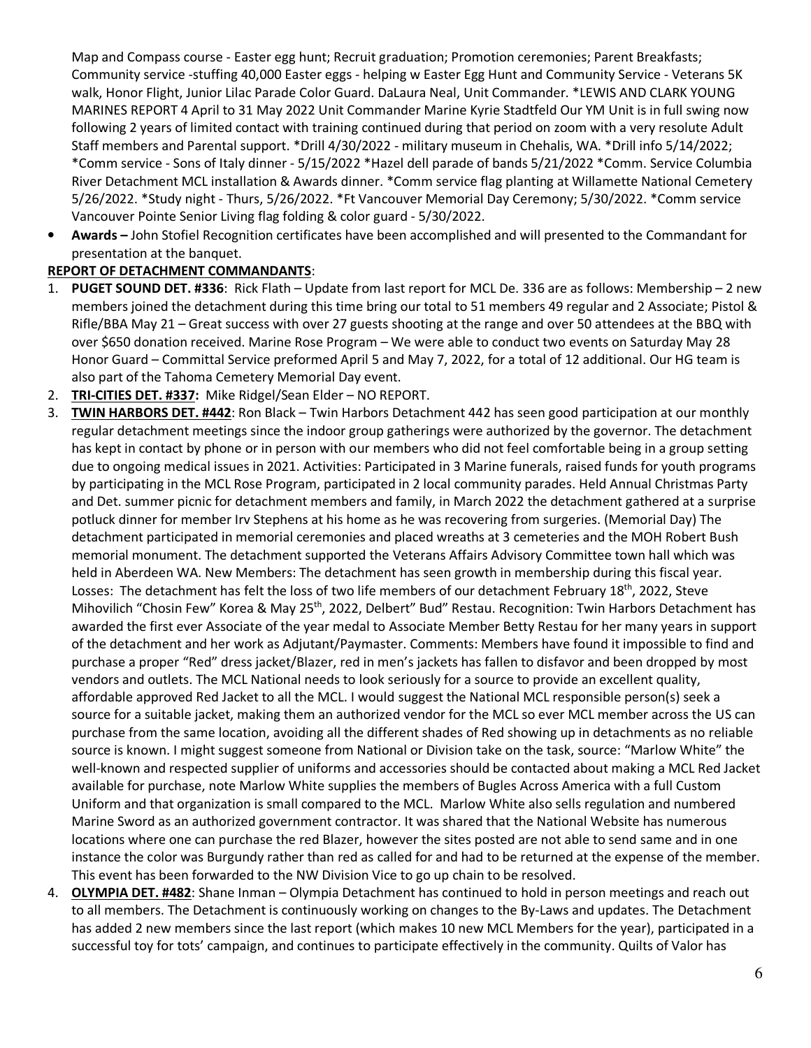Map and Compass course - Easter egg hunt; Recruit graduation; Promotion ceremonies; Parent Breakfasts; Community service -stuffing 40,000 Easter eggs - helping w Easter Egg Hunt and Community Service - Veterans 5K walk, Honor Flight, Junior Lilac Parade Color Guard. DaLaura Neal, Unit Commander. *LEWIS AND CLARK YOUNG MARINES REPORT 4 April to 31 May 2022 Unit Commander Marine Kyrie Stadtfeld Our YM Unit is in full swing now following 2 years of limited contact with training continued during that period on zoom with a very resolute Adult Staff members and Parental support. *Drill 4/30/2022 - military museum in Chehalis, WA. *Drill info 5/14/2022; *Comm service - Sons of Italy dinner - 5/15/2022 *Hazel dell parade of bands 5/21/2022 *Comm. Service Columbia River Detachment MCL installation & Awards dinner. *Comm service flag planting at Willamette National Cemetery 5/26/2022. *Study night - Thurs, 5/26/2022. *Ft Vancouver Memorial Day Ceremony; 5/30/2022. *Comm service Vancouver Pointe Senior Living flag folding & color guard - 5/30/2022.

- **Awards –** John Stofiel Recognition certificates have been accomplished and will presented to the Commandant for presentation at the banquet.

**REPORT OF DETACHMENT COMMANDANTS**:

1. **PUGET SOUND DET. #336**: Rick Flath – Update from last report for MCL De. 336 are as follows: Membership – 2 new members joined the detachment during this time bring our total to 51 members 49 regular and 2 Associate; Pistol & Rifle/BBA May 21 – Great success with over 27 guests shooting at the range and over 50 attendees at the BBQ with over $650 donation received. Marine Rose Program – We were able to conduct two events on Saturday May 28 Honor Guard – Committal Service preformed April 5 and May 7, 2022, for a total of 12 additional. Our HG team is also part of the Tahoma Cemetery Memorial Day event.
2. **TRI-CITIES DET. #337:** Mike Ridgel/Sean Elder – NO REPORT.
3. **TWIN HARBORS DET. #442**: Ron Black – Twin Harbors Detachment 442 has seen good participation at our monthly regular detachment meetings since the indoor group gatherings were authorized by the governor. The detachment has kept in contact by phone or in person with our members who did not feel comfortable being in a group setting due to ongoing medical issues in 2021. Activities: Participated in 3 Marine funerals, raised funds for youth programs by participating in the MCL Rose Program, participated in 2 local community parades. Held Annual Christmas Party and Det. summer picnic for detachment members and family, in March 2022 the detachment gathered at a surprise potluck dinner for member Irv Stephens at his home as he was recovering from surgeries. (Memorial Day) The detachment participated in memorial ceremonies and placed wreaths at 3 cemeteries and the MOH Robert Bush memorial monument. The detachment supported the Veterans Affairs Advisory Committee town hall which was held in Aberdeen WA. New Members: The detachment has seen growth in membership during this fiscal year. Losses: The detachment has felt the loss of two life members of our detachment February 18th, 2022, Steve Mihovilich "Chosin Few" Korea & May 25th, 2022, Delbert" Bud" Restau. Recognition: Twin Harbors Detachment has awarded the first ever Associate of the year medal to Associate Member Betty Restau for her many years in support of the detachment and her work as Adjutant/Paymaster. Comments: Members have found it impossible to find and purchase a proper "Red" dress jacket/Blazer, red in men's jackets has fallen to disfavor and been dropped by most vendors and outlets. The MCL National needs to look seriously for a source to provide an excellent quality, affordable approved Red Jacket to all the MCL. I would suggest the National MCL responsible person(s) seek a source for a suitable jacket, making them an authorized vendor for the MCL so ever MCL member across the US can purchase from the same location, avoiding all the different shades of Red showing up in detachments as no reliable source is known. I might suggest someone from National or Division take on the task, source: "Marlow White" the well-known and respected supplier of uniforms and accessories should be contacted about making a MCL Red Jacket available for purchase, note Marlow White supplies the members of Bugles Across America with a full Custom Uniform and that organization is small compared to the MCL. Marlow White also sells regulation and numbered Marine Sword as an authorized government contractor. It was shared that the National Website has numerous locations where one can purchase the red Blazer, however the sites posted are not able to send same and in one instance the color was Burgundy rather than red as called for and had to be returned at the expense of the member. This event has been forwarded to the NW Division Vice to go up chain to be resolved.
4. **OLYMPIA DET. #482**: Shane Inman – Olympia Detachment has continued to hold in person meetings and reach out to all members. The Detachment is continuously working on changes to the By-Laws and updates. The Detachment has added 2 new members since the last report (which makes 10 new MCL Members for the year), participated in a successful toy for tots' campaign, and continues to participate effectively in the community. Quilts of Valor has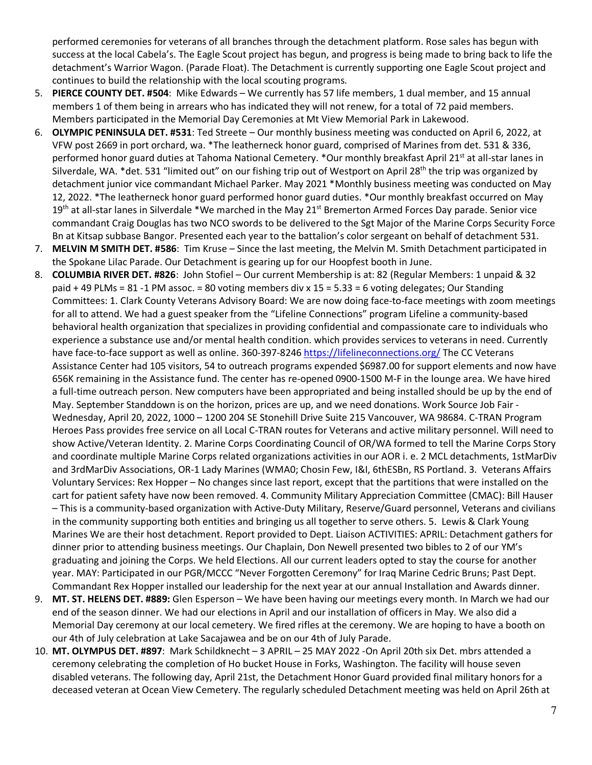performed ceremonies for veterans of all branches through the detachment platform. Rose sales has begun with success at the local Cabela's. The Eagle Scout project has begun, and progress is being made to bring back to life the detachment's Warrior Wagon. (Parade Float). The Detachment is currently supporting one Eagle Scout project and continues to build the relationship with the local scouting programs.

5. **PIERCE COUNTY DET. #504**: Mike Edwards – We currently has 57 life members, 1 dual member, and 15 annual members 1 of them being in arrears who has indicated they will not renew, for a total of 72 paid members. Members participated in the Memorial Day Ceremonies at Mt View Memorial Park in Lakewood.
6. **OLYMPIC PENINSULA DET. #531**: Ted Streete – Our monthly business meeting was conducted on April 6, 2022, at VFW post 2669 in port orchard, wa. *The leatherneck honor guard, comprised of Marines from det. 531 & 336, performed honor guard duties at Tahoma National Cemetery. *Our monthly breakfast April 21st at all-star lanes in Silverdale, WA. *det. 531 "limited out" on our fishing trip out of Westport on April 28th the trip was organized by detachment junior vice commandant Michael Parker. May 2021 *Monthly business meeting was conducted on May 12, 2022. *The leatherneck honor guard performed honor guard duties. *Our monthly breakfast occurred on May 19th at all-star lanes in Silverdale *We marched in the May 21st Bremerton Armed Forces Day parade. Senior vice commandant Craig Douglas has two NCO swords to be delivered to the Sgt Major of the Marine Corps Security Force Bn at Kitsap subbase Bangor. Presented each year to the battalion's color sergeant on behalf of detachment 531.
7. **MELVIN M SMITH DET. #586**: Tim Kruse – Since the last meeting, the Melvin M. Smith Detachment participated in the Spokane Lilac Parade. Our Detachment is gearing up for our Hoopfest booth in June.
8. **COLUMBIA RIVER DET. #826**: John Stofiel – Our current Membership is at: 82 (Regular Members: 1 unpaid & 32 paid + 49 PLMs = 81 -1 PM assoc. = 80 voting members div x 15 = 5.33 = 6 voting delegates; Our Standing Committees: 1. Clark County Veterans Advisory Board: We are now doing face-to-face meetings with zoom meetings for all to attend. We had a guest speaker from the "Lifeline Connections" program Lifeline a community-based behavioral health organization that specializes in providing confidential and compassionate care to individuals who experience a substance use and/or mental health condition. which provides services to veterans in need. Currently have face-to-face support as well as online. 360-397-8246 https://lifelineconnections.org/ The CC Veterans Assistance Center had 105 visitors, 54 to outreach programs expended $6987.00 for support elements and now have 656K remaining in the Assistance fund. The center has re-opened 0900-1500 M-F in the lounge area. We have hired a full-time outreach person. New computers have been appropriated and being installed should be up by the end of May. September Standdown is on the horizon, prices are up, and we need donations. Work Source Job Fair - Wednesday, April 20, 2022, 1000 – 1200 204 SE Stonehill Drive Suite 215 Vancouver, WA 98684. C-TRAN Program Heroes Pass provides free service on all Local C-TRAN routes for Veterans and active military personnel. Will need to show Active/Veteran Identity. 2. Marine Corps Coordinating Council of OR/WA formed to tell the Marine Corps Story and coordinate multiple Marine Corps related organizations activities in our AOR i. e. 2 MCL detachments, 1stMarDiv and 3rdMarDiv Associations, OR-1 Lady Marines (WMA0; Chosin Few, I&I, 6thESBn, RS Portland. 3. Veterans Affairs Voluntary Services: Rex Hopper – No changes since last report, except that the partitions that were installed on the cart for patient safety have now been removed. 4. Community Military Appreciation Committee (CMAC): Bill Hauser – This is a community-based organization with Active-Duty Military, Reserve/Guard personnel, Veterans and civilians in the community supporting both entities and bringing us all together to serve others. 5. Lewis & Clark Young Marines We are their host detachment. Report provided to Dept. Liaison ACTIVITIES: APRIL: Detachment gathers for dinner prior to attending business meetings. Our Chaplain, Don Newell presented two bibles to 2 of our YM's graduating and joining the Corps. We held Elections. All our current leaders opted to stay the course for another year. MAY: Participated in our PGR/MCCC "Never Forgotten Ceremony" for Iraq Marine Cedric Bruns; Past Dept. Commandant Rex Hopper installed our leadership for the next year at our annual Installation and Awards dinner.
9. **MT. ST. HELENS DET. #889:** Glen Esperson – We have been having our meetings every month. In March we had our end of the season dinner. We had our elections in April and our installation of officers in May. We also did a Memorial Day ceremony at our local cemetery. We fired rifles at the ceremony. We are hoping to have a booth on our 4th of July celebration at Lake Sacajawea and be on our 4th of July Parade.
10. **MT. OLYMPUS DET. #897**: Mark Schildknecht – 3 APRIL – 25 MAY 2022 -On April 20th six Det. mbrs attended a ceremony celebrating the completion of Ho bucket House in Forks, Washington. The facility will house seven disabled veterans. The following day, April 21st, the Detachment Honor Guard provided final military honors for a deceased veteran at Ocean View Cemetery. The regularly scheduled Detachment meeting was held on April 26th at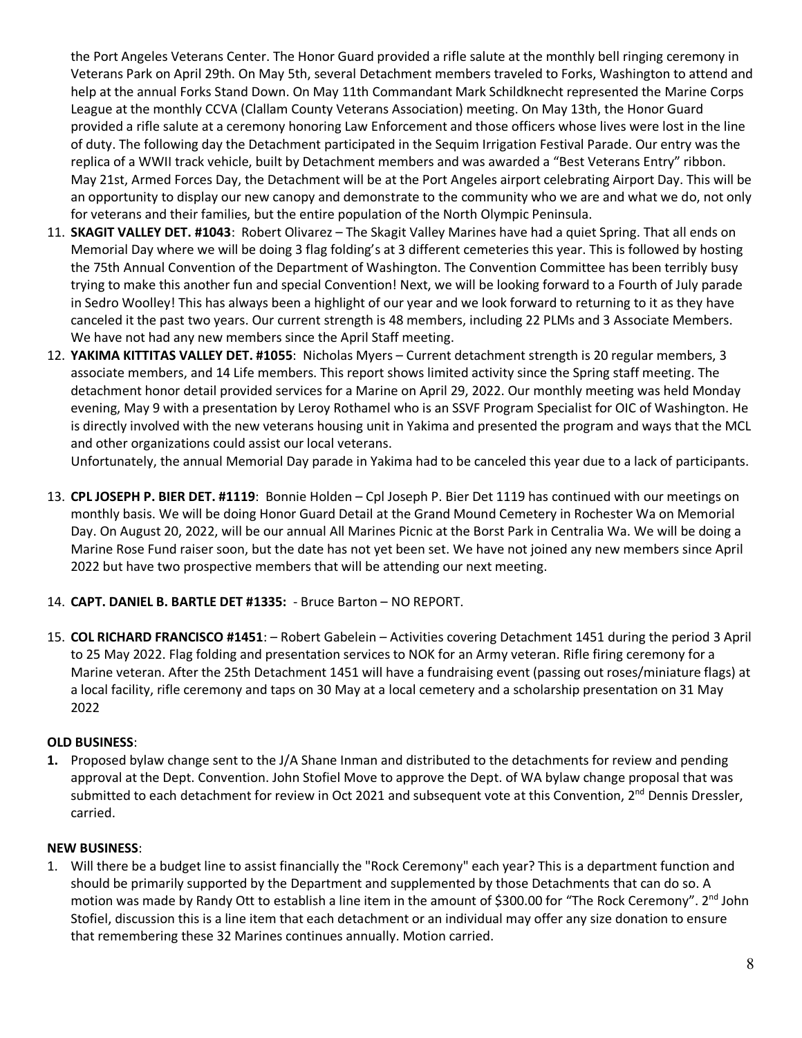the Port Angeles Veterans Center. The Honor Guard provided a rifle salute at the monthly bell ringing ceremony in Veterans Park on April 29th. On May 5th, several Detachment members traveled to Forks, Washington to attend and help at the annual Forks Stand Down. On May 11th Commandant Mark Schildknecht represented the Marine Corps League at the monthly CCVA (Clallam County Veterans Association) meeting. On May 13th, the Honor Guard provided a rifle salute at a ceremony honoring Law Enforcement and those officers whose lives were lost in the line of duty. The following day the Detachment participated in the Sequim Irrigation Festival Parade. Our entry was the replica of a WWII track vehicle, built by Detachment members and was awarded a "Best Veterans Entry" ribbon. May 21st, Armed Forces Day, the Detachment will be at the Port Angeles airport celebrating Airport Day. This will be an opportunity to display our new canopy and demonstrate to the community who we are and what we do, not only for veterans and their families, but the entire population of the North Olympic Peninsula.

11. **SKAGIT VALLEY DET. #1043**: Robert Olivarez – The Skagit Valley Marines have had a quiet Spring. That all ends on Memorial Day where we will be doing 3 flag folding's at 3 different cemeteries this year. This is followed by hosting the 75th Annual Convention of the Department of Washington. The Convention Committee has been terribly busy trying to make this another fun and special Convention! Next, we will be looking forward to a Fourth of July parade in Sedro Woolley! This has always been a highlight of our year and we look forward to returning to it as they have canceled it the past two years. Our current strength is 48 members, including 22 PLMs and 3 Associate Members. We have not had any new members since the April Staff meeting.
12. **YAKIMA KITTITAS VALLEY DET. #1055**: Nicholas Myers – Current detachment strength is 20 regular members, 3 associate members, and 14 Life members. This report shows limited activity since the Spring staff meeting. The detachment honor detail provided services for a Marine on April 29, 2022. Our monthly meeting was held Monday evening, May 9 with a presentation by Leroy Rothamel who is an SSVF Program Specialist for OIC of Washington. He is directly involved with the new veterans housing unit in Yakima and presented the program and ways that the MCL and other organizations could assist our local veterans.
    Unfortunately, the annual Memorial Day parade in Yakima had to be canceled this year due to a lack of participants.
13. **CPL JOSEPH P. BIER DET. #1119**: Bonnie Holden – Cpl Joseph P. Bier Det 1119 has continued with our meetings on monthly basis. We will be doing Honor Guard Detail at the Grand Mound Cemetery in Rochester Wa on Memorial Day. On August 20, 2022, will be our annual All Marines Picnic at the Borst Park in Centralia Wa. We will be doing a Marine Rose Fund raiser soon, but the date has not yet been set. We have not joined any new members since April 2022 but have two prospective members that will be attending our next meeting.
14. **CAPT. DANIEL B. BARTLE DET #1335:** - Bruce Barton – NO REPORT.
15. **COL RICHARD FRANCISCO #1451**: – Robert Gabelein – Activities covering Detachment 1451 during the period 3 April to 25 May 2022. Flag folding and presentation services to NOK for an Army veteran. Rifle firing ceremony for a Marine veteran. After the 25th Detachment 1451 will have a fundraising event (passing out roses/miniature flags) at a local facility, rifle ceremony and taps on 30 May at a local cemetery and a scholarship presentation on 31 May 2022

**OLD BUSINESS**:

1. Proposed bylaw change sent to the J/A Shane Inman and distributed to the detachments for review and pending approval at the Dept. Convention. John Stofiel Move to approve the Dept. of WA bylaw change proposal that was submitted to each detachment for review in Oct 2021 and subsequent vote at this Convention, 2nd Dennis Dressler, carried.

**NEW BUSINESS**:

1. Will there be a budget line to assist financially the "Rock Ceremony" each year? This is a department function and should be primarily supported by the Department and supplemented by those Detachments that can do so. A motion was made by Randy Ott to establish a line item in the amount of $300.00 for "The Rock Ceremony". 2nd John Stofiel, discussion this is a line item that each detachment or an individual may offer any size donation to ensure that remembering these 32 Marines continues annually. Motion carried.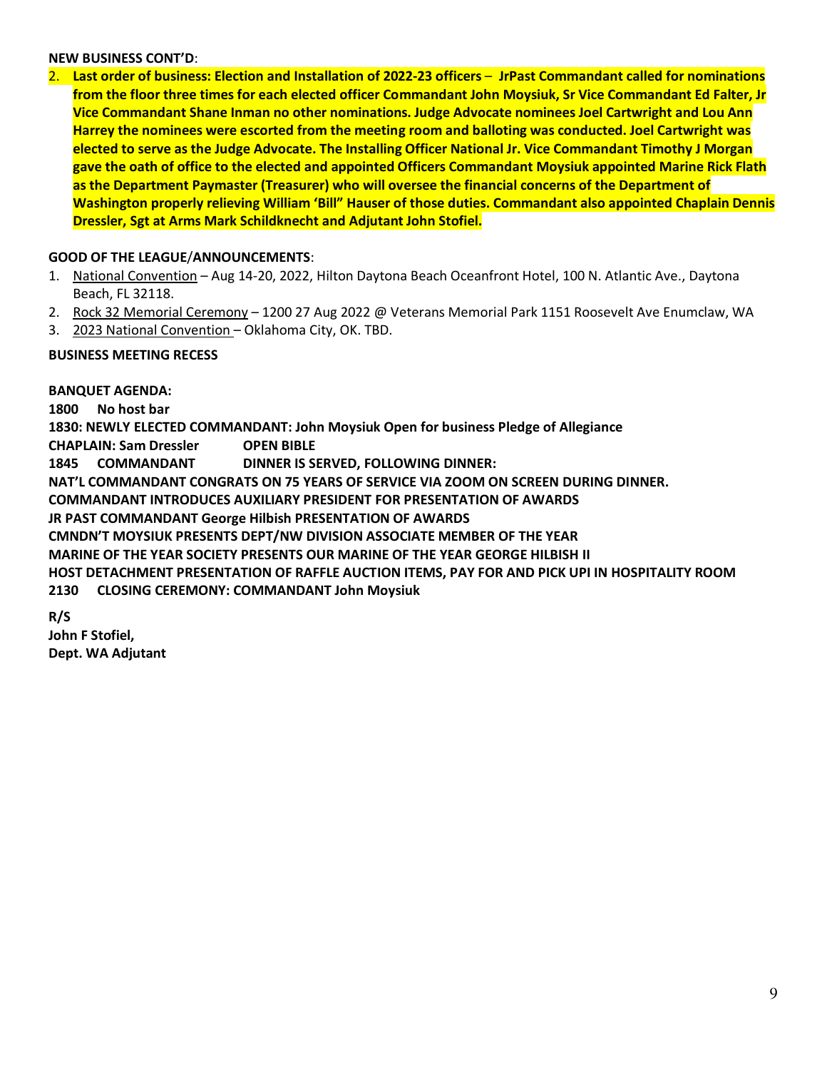**NEW BUSINESS CONT'D**:

2. **Last order of business: Election and Installation of 2022-23 officers – JrPast Commandant called for nominations from the floor three times for each elected officer Commandant John Moysiuk, Sr Vice Commandant Ed Falter, Jr Vice Commandant Shane Inman no other nominations. Judge Advocate nominees Joel Cartwright and Lou Ann Harrey the nominees were escorted from the meeting room and balloting was conducted. Joel Cartwright was elected to serve as the Judge Advocate. The Installing Officer National Jr. Vice Commandant Timothy J Morgan gave the oath of office to the elected and appointed Officers Commandant Moysiuk appointed Marine Rick Flath as the Department Paymaster (Treasurer) who will oversee the financial concerns of the Department of Washington properly relieving William 'Bill" Hauser of those duties. Commandant also appointed Chaplain Dennis Dressler, Sgt at Arms Mark Schildknecht and Adjutant John Stofiel.**

**GOOD OF THE LEAGUE/ANNOUNCEMENTS**:

1. National Convention – Aug 14-20, 2022, Hilton Daytona Beach Oceanfront Hotel, 100 N. Atlantic Ave., Daytona Beach, FL 32118.
2. Rock 32 Memorial Ceremony – 1200 27 Aug 2022 @ Veterans Memorial Park 1151 Roosevelt Ave Enumclaw, WA
3. 2023 National Convention – Oklahoma City, OK. TBD.

**BUSINESS MEETING RECESS**

**BANQUET AGENDA:**

**1800 No host bar**

**1830: NEWLY ELECTED COMMANDANT: John Moysiuk Open for business Pledge of Allegiance**

**CHAPLAIN: Sam Dressler OPEN BIBLE**

**1845 COMMANDANT DINNER IS SERVED, FOLLOWING DINNER:**

**NAT'L COMMANDANT CONGRATS ON 75 YEARS OF SERVICE VIA ZOOM ON SCREEN DURING DINNER.**

**COMMANDANT INTRODUCES AUXILIARY PRESIDENT FOR PRESENTATION OF AWARDS**

**JR PAST COMMANDANT George Hilbish PRESENTATION OF AWARDS**

**CMNDN'T MOYSIUK PRESENTS DEPT/NW DIVISION ASSOCIATE MEMBER OF THE YEAR**

**MARINE OF THE YEAR SOCIETY PRESENTS OUR MARINE OF THE YEAR GEORGE HILBISH II**

**HOST DETACHMENT PRESENTATION OF RAFFLE AUCTION ITEMS, PAY FOR AND PICK UPI IN HOSPITALITY ROOM**

**2130 CLOSING CEREMONY: COMMANDANT John Moysiuk**

**R/S**
**John F Stofiel,**
**Dept. WA Adjutant**